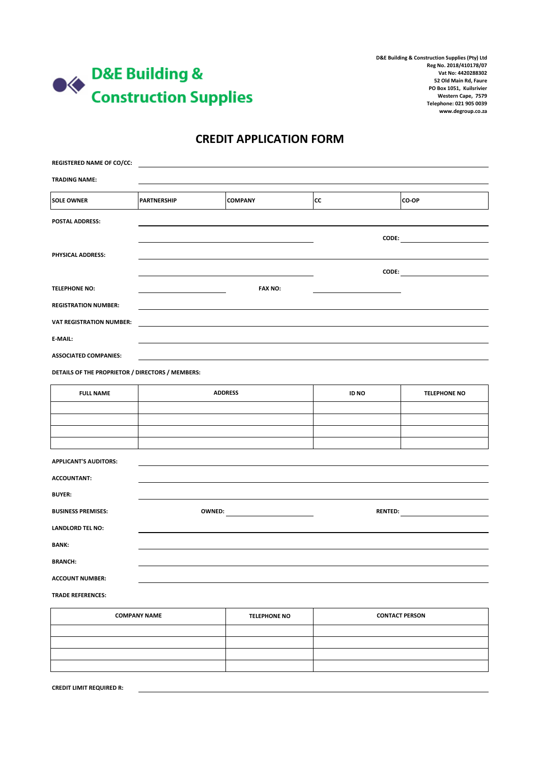# D&E Building & Construction Supplies

D&E Building & Construction Supplies (Pty) Ltd
Reg No. 2018/410178/07
Vat No: 4420288302
52 Old Main Rd, Faure
PO Box 1051, Kuilsrivier
Western Cape, 7579
Telephone: 021 905 0039
www.degroup.co.za

## CREDIT APPLICATION FORM

**REGISTERED NAME OF CO/CC:** ______________________________

**TRADING NAME:** ______________________________

| SOLE OWNER | PARTNERSHIP | COMPANY | CC | CO-OP |
|---|---|---|---|---|

**POSTAL ADDRESS:** ______________________________

______________________________ **CODE:** __________

**PHYSICAL ADDRESS:** ______________________________

______________________________ **CODE:** __________

**TELEPHONE NO:** __________ **FAX NO:** __________

**REGISTRATION NUMBER:** ______________________________

**VAT REGISTRATION NUMBER:** ______________________________

**E-MAIL:** ______________________________

**ASSOCIATED COMPANIES:** ______________________________

**DETAILS OF THE PROPRIETOR / DIRECTORS / MEMBERS:**

| FULL NAME | ADDRESS | ID NO | TELEPHONE NO |
|---|---|---|---|
| | | | |
| | | | |
| | | | |
| | | | |

**APPLICANT'S AUDITORS:** ______________________________

**ACCOUNTANT:** ______________________________

**BUYER:** ______________________________

**BUSINESS PREMISES:** **OWNED:** __________ **RENTED:** __________

**LANDLORD TEL NO:** ______________________________

**BANK:** ______________________________

**BRANCH:** ______________________________

**ACCOUNT NUMBER:** ______________________________

**TRADE REFERENCES:**

| COMPANY NAME | TELEPHONE NO | CONTACT PERSON |
|---|---|---|
| | | |
| | | |
| | | |
| | | |

**CREDIT LIMIT REQUIRED R:** ______________________________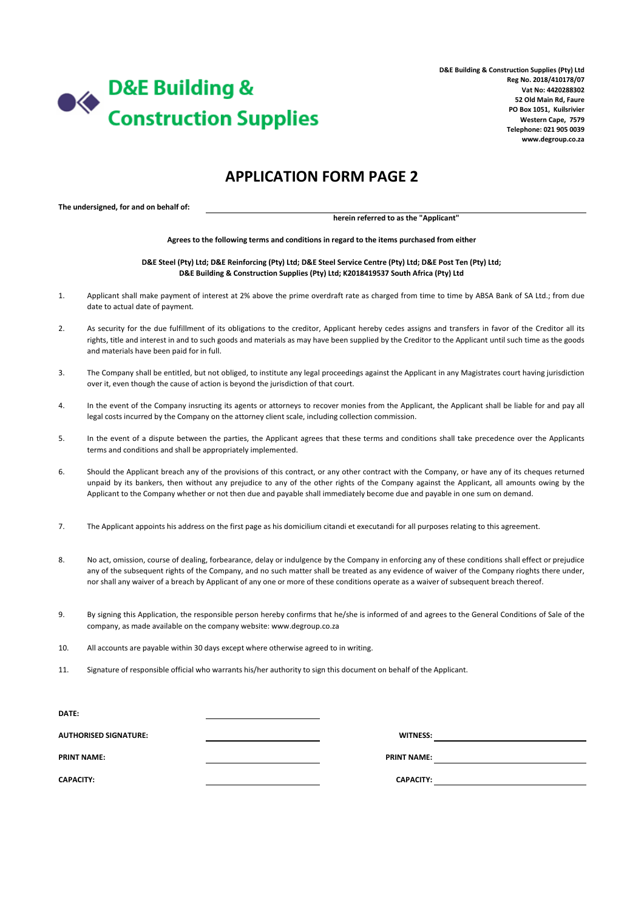**D&E Building & Construction Supplies**

**D&E Building & Construction Supplies (Pty) Ltd**
**Reg No. 2018/410178/07**
**Vat No: 4420288302**
**52 Old Main Rd, Faure**
**PO Box 1051, Kuilsrivier**
**Western Cape, 7579**
**Telephone: 021 905 0039**
**www.degroup.co.za**

# APPLICATION FORM PAGE 2

**The undersigned, for and on behalf of:** ______________________________

**herein referred to as the "Applicant"**

**Agrees to the following terms and conditions in regard to the items purchased from either**

**D&E Steel (Pty) Ltd; D&E Reinforcing (Pty) Ltd; D&E Steel Service Centre (Pty) Ltd; D&E Post Ten (Pty) Ltd; D&E Building & Construction Supplies (Pty) Ltd; K2018419537 South Africa (Pty) Ltd**

1. Applicant shall make payment of interest at 2% above the prime overdraft rate as charged from time to time by ABSA Bank of SA Ltd.; from due date to actual date of payment.
2. As security for the due fulfillment of its obligations to the creditor, Applicant hereby cedes assigns and transfers in favor of the Creditor all its rights, title and interest in and to such goods and materials as may have been supplied by the Creditor to the Applicant until such time as the goods and materials have been paid for in full.
3. The Company shall be entitled, but not obliged, to institute any legal proceedings against the Applicant in any Magistrates court having jurisdiction over it, even though the cause of action is beyond the jurisdiction of that court.
4. In the event of the Company insructing its agents or attorneys to recover monies from the Applicant, the Applicant shall be liable for and pay all legal costs incurred by the Company on the attorney client scale, including collection commission.
5. In the event of a dispute between the parties, the Applicant agrees that these terms and conditions shall take precedence over the Applicants terms and conditions and shall be appropriately implemented.
6. Should the Applicant breach any of the provisions of this contract, or any other contract with the Company, or have any of its cheques returned unpaid by its bankers, then without any prejudice to any of the other rights of the Company against the Applicant, all amounts owing by the Applicant to the Company whether or not then due and payable shall immediately become due and payable in one sum on demand.
7. The Applicant appoints his address on the first page as his domicilium citandi et executandi for all purposes relating to this agreement.
8. No act, omission, course of dealing, forbearance, delay or indulgence by the Company in enforcing any of these conditions shall effect or prejudice any of the subsequent rights of the Company, and no such matter shall be treated as any evidence of waiver of the Company rioghts there under, nor shall any waiver of a breach by Applicant of any one or more of these conditions operate as a waiver of subsequent breach thereof.
9. By signing this Application, the responsible person hereby confirms that he/she is informed of and agrees to the General Conditions of Sale of the company, as made available on the company website: www.degroup.co.za
10. All accounts are payable within 30 days except where otherwise agreed to in writing.
11. Signature of responsible official who warrants his/her authority to sign this document on behalf of the Applicant.

**DATE:** ______________________

**AUTHORISED SIGNATURE:** ______________________ **WITNESS:** ______________________

**PRINT NAME:** ______________________ **PRINT NAME:** ______________________

**CAPACITY:** ______________________ **CAPACITY:** ______________________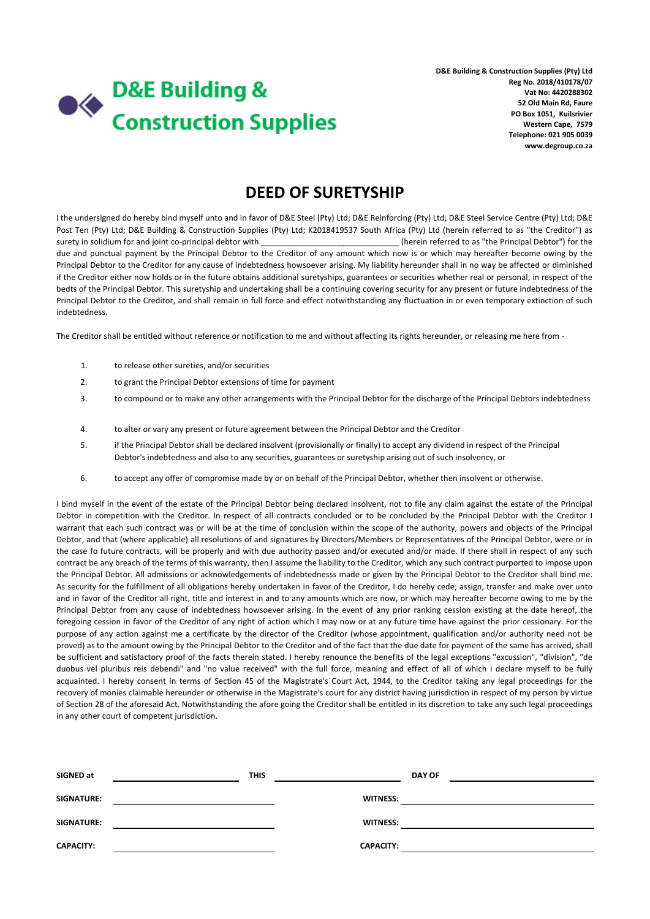# D&E Building & Construction Supplies

**D&E Building & Construction Supplies (Pty) Ltd**
**Reg No. 2018/410178/07**
**Vat No: 4420288302**
**52 Old Main Rd, Faure**
**PO Box 1051, Kuilsrivier**
**Western Cape, 7579**
**Telephone: 021 905 0039**
**www.degroup.co.za**

## DEED OF SURETYSHIP

I the undersigned do hereby bind myself unto and in favor of D&E Steel (Pty) Ltd; D&E Reinforcing (Pty) Ltd; D&E Steel Service Centre (Pty) Ltd; D&E Post Ten (Pty) Ltd; D&E Building & Construction Supplies (Pty) Ltd; K2018419537 South Africa (Pty) Ltd (herein referred to as "the Creditor") as surety in solidium for and joint co-principal debtor with ______________________________ (herein referred to as "the Principal Debtor") for the due and punctual payment by the Principal Debtor to the Creditor of any amount which now is or which may hereafter become owing by the Principal Debtor to the Creditor for any cause of indebtedness howsoever arising. My liability hereunder shall in no way be affected or diminished if the Creditor either now holds or in the future obtains additional suretyships, guarantees or securities whether real or personal, in respect of the bedts of the Principal Debtor. This suretyship and undertaking shall be a continuing covering security for any present or future indebtedness of the Principal Debtor to the Creditor, and shall remain in full force and effect notwithstanding any fluctuation in or even temporary extinction of such indebtedness.

The Creditor shall be entitled without reference or notification to me and without affecting its rights hereunder, or releasing me here from -

1. to release other sureties, and/or securities
2. to grant the Principal Debtor extensions of time for payment
3. to compound or to make any other arrangements with the Principal Debtor for the discharge of the Principal Debtors indebtedness
4. to alter or vary any present or future agreement between the Principal Debtor and the Creditor
5. if the Principal Debtor shall be declared insolvent (provisionally or finally) to accept any dividend in respect of the Principal Debtor's indebtedness and also to any securities, guarantees or suretyship arising out of such insolvency, or
6. to accept any offer of compromise made by or on behalf of the Principal Debtor, whether then insolvent or otherwise.

I bind myself in the event of the estate of the Principal Debtor being declared insolvent, not to file any claim against the estate of the Principal Debtor in competition with the Creditor. In respect of all contracts concluded or to be concluded by the Principal Debtor with the Creditor I warrant that each such contract was or will be at the time of conclusion within the scope of the authority, powers and objects of the Principal Debtor, and that (where applicable) all resolutions of and signatures by Directors/Members or Representatives of the Principal Debtor, were or in the case fo future contracts, will be properly and with due authority passed and/or executed and/or made. If there shall in respect of any such contract be any breach of the terms of this warranty, then I assume the liability to the Creditor, which any such contract purported to impose upon the Principal Debtor. All admissions or acknowledgements of indebtednesss made or given by the Principal Debtor to the Creditor shall bind me. As security for the fulfillment of all obligations hereby undertaken in favor of the Creditor, I do hereby cede; assign, transfer and make over unto and in favor of the Creditor all right, title and interest in and to any amounts which are now, or which may hereafter become owing to me by the Principal Debtor from any cause of indebtedness howsoever arising. In the event of any prior ranking cession existing at the date hereof, the foregoing cession in favor of the Creditor of any right of action which I may now or at any future time have against the prior cessionary. For the purpose of any action against me a certificate by the director of the Creditor (whose appointment, qualification and/or authority need not be proved) as to the amount owing by the Principal Debtor to the Creditor and of the fact that the due date for payment of the same has arrived, shall be sufficient and satisfactory proof of the facts therein stated. I hereby renounce the benefits of the legal exceptions "excussion", "division", "de duobus vel pluribus reis debendi" and "no value received" with the full force, meaning and effect of all of which i declare myself to be fully acquainted. I hereby consent in terms of Section 45 of the Magistrate's Court Act, 1944, to the Creditor taking any legal proceedings for the recovery of monies claimable hereunder or otherwise in the Magistrate's court for any district having jurisdiction in respect of my person by virtue of Section 28 of the aforesaid Act. Notwithstanding the afore going the Creditor shall be entitled in its discretion to take any such legal proceedings in any other court of competent jurisdiction.

**SIGNED at** ____________________ **THIS** ____________________ **DAY OF** ____________________

**SIGNATURE:** ____________________ **WITNESS:** ____________________

**SIGNATURE:** ____________________ **WITNESS:** ____________________

**CAPACITY:** ____________________ **CAPACITY:** ____________________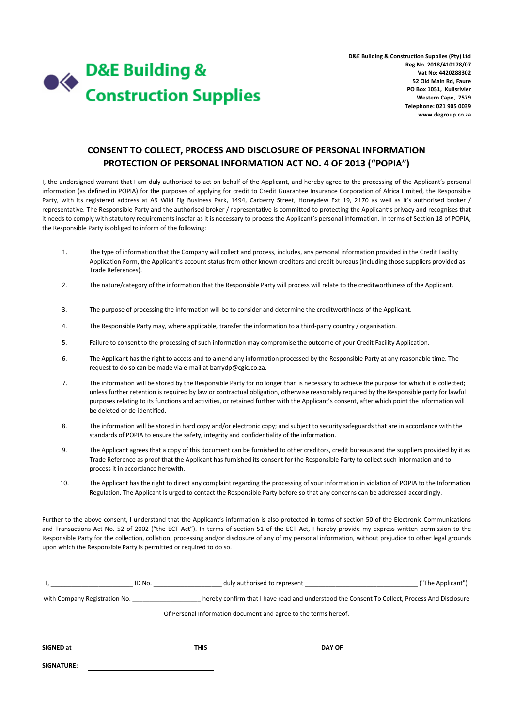**D&E Building & Construction Supplies**

**D&E Building & Construction Supplies (Pty) Ltd**
**Reg No. 2018/410178/07**
**Vat No: 4420288302**
**52 Old Main Rd, Faure**
**PO Box 1051, Kuilsrivier**
**Western Cape, 7579**
**Telephone: 021 905 0039**
**www.degroup.co.za**

## CONSENT TO COLLECT, PROCESS AND DISCLOSURE OF PERSONAL INFORMATION PROTECTION OF PERSONAL INFORMATION ACT NO. 4 OF 2013 ("POPIA")

I, the undersigned warrant that I am duly authorised to act on behalf of the Applicant, and hereby agree to the processing of the Applicant's personal information (as defined in POPIA) for the purposes of applying for credit to Credit Guarantee Insurance Corporation of Africa Limited, the Responsible Party, with its registered address at A9 Wild Fig Business Park, 1494, Carberry Street, Honeydew Ext 19, 2170 as well as it's authorised broker / representative. The Responsible Party and the authorised broker / representative is committed to protecting the Applicant's privacy and recognises that it needs to comply with statutory requirements insofar as it is necessary to process the Applicant's personal information. In terms of Section 18 of POPIA, the Responsible Party is obliged to inform of the following:

1. The type of information that the Company will collect and process, includes, any personal information provided in the Credit Facility Application Form, the Applicant's account status from other known creditors and credit bureaus (including those suppliers provided as Trade References).
2. The nature/category of the information that the Responsible Party will process will relate to the creditworthiness of the Applicant.
3. The purpose of processing the information will be to consider and determine the creditworthiness of the Applicant.
4. The Responsible Party may, where applicable, transfer the information to a third-party country / organisation.
5. Failure to consent to the processing of such information may compromise the outcome of your Credit Facility Application.
6. The Applicant has the right to access and to amend any information processed by the Responsible Party at any reasonable time. The request to do so can be made via e-mail at barrydp@cgic.co.za.
7. The information will be stored by the Responsible Party for no longer than is necessary to achieve the purpose for which it is collected; unless further retention is required by law or contractual obligation, otherwise reasonably required by the Responsible party for lawful purposes relating to its functions and activities, or retained further with the Applicant's consent, after which point the information will be deleted or de-identified.
8. The information will be stored in hard copy and/or electronic copy; and subject to security safeguards that are in accordance with the standards of POPIA to ensure the safety, integrity and confidentiality of the information.
9. The Applicant agrees that a copy of this document can be furnished to other creditors, credit bureaus and the suppliers provided by it as Trade Reference as proof that the Applicant has furnished its consent for the Responsible Party to collect such information and to process it in accordance herewith.
10. The Applicant has the right to direct any complaint regarding the processing of your information in violation of POPIA to the Information Regulation. The Applicant is urged to contact the Responsible Party before so that any concerns can be addressed accordingly.

Further to the above consent, I understand that the Applicant's information is also protected in terms of section 50 of the Electronic Communications and Transactions Act No. 52 of 2002 ("the ECT Act"). In terms of section 51 of the ECT Act, I hereby provide my express written permission to the Responsible Party for the collection, collation, processing and/or disclosure of any of my personal information, without prejudice to other legal grounds upon which the Responsible Party is permitted or required to do so.

I, ______________________ ID No. __________________ duly authorised to represent ______________________________ ("The Applicant")

with Company Registration No. __________________ hereby confirm that I have read and understood the Consent To Collect, Process And Disclosure Of Personal Information document and agree to the terms hereof.

**SIGNED at** ______________________ **THIS** ______________________ **DAY OF** ______________________

**SIGNATURE:** ______________________